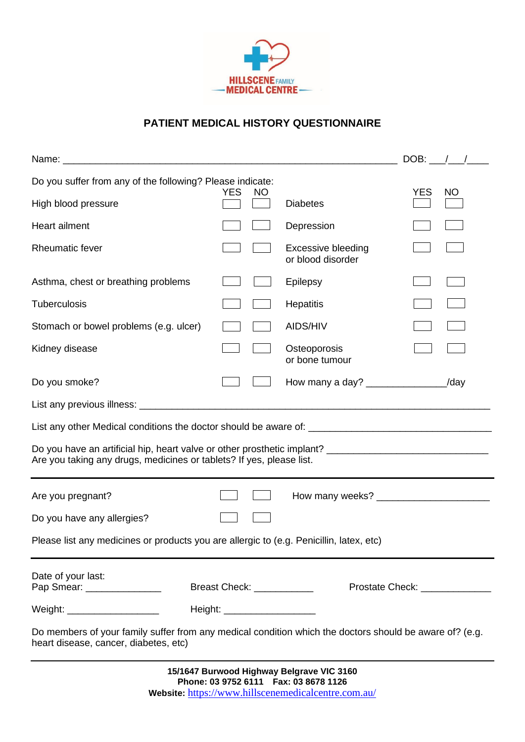HILLSCENE FAMILY MEDICAL CENTRE

## PATIENT MEDICAL HISTORY QUESTIONNAIRE

Name: ________________________________________________________ DOB: ___/___/____

Do you suffer from any of the following? Please indicate:

| | YES | NO | | YES | NO |
|---|---|---|---|---|---|
| High blood pressure | ☐ | ☐ | Diabetes | ☐ | ☐ |
| Heart ailment | ☐ | ☐ | Depression | ☐ | ☐ |
| Rheumatic fever | ☐ | ☐ | Excessive bleeding or blood disorder | ☐ | ☐ |
| Asthma, chest or breathing problems | ☐ | ☐ | Epilepsy | ☐ | ☐ |
| Tuberculosis | ☐ | ☐ | Hepatitis | ☐ | ☐ |
| Stomach or bowel problems (e.g. ulcer) | ☐ | ☐ | AIDS/HIV | ☐ | ☐ |
| Kidney disease | ☐ | ☐ | Osteoporosis or bone tumour | ☐ | ☐ |
| Do you smoke? | ☐ | ☐ | How many a day? ______________/day | | |

List any previous illness: ____________________________________________________________

List any other Medical conditions the doctor should be aware of: ______________________________

Do you have an artificial hip, heart valve or other prosthetic implant? __________________________
Are you taking any drugs, medicines or tablets? If yes, please list.

---

Are you pregnant? ☐ ☐ How many weeks? ____________________

Do you have any allergies? ☐ ☐

Please list any medicines or products you are allergic to (e.g. Penicillin, latex, etc)

---

Date of your last:
Pap Smear: _____________ Breast Check: __________ Prostate Check: ____________

Weight: ________________ Height: ________________

Do members of your family suffer from any medical condition which the doctors should be aware of? (e.g. heart disease, cancer, diabetes, etc)

---

**15/1647 Burwood Highway Belgrave VIC 3160**
**Phone: 03 9752 6111 Fax: 03 8678 1126**
**Website:** https://www.hillscenemedicalcentre.com.au/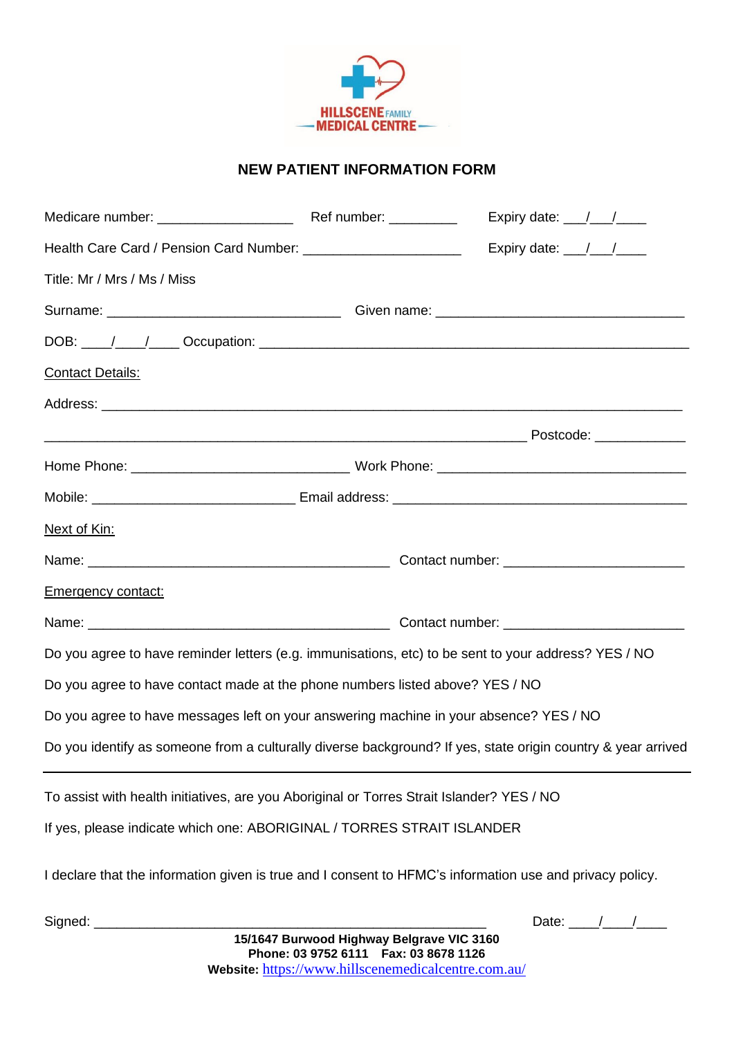HILLSCENE FAMILY MEDICAL CENTRE

## NEW PATIENT INFORMATION FORM

Medicare number: ________________ Ref number: _________ Expiry date: ___/___/____

Health Care Card / Pension Card Number: ____________________ Expiry date: ___/___/____

Title: Mr / Mrs / Ms / Miss

Surname: ______________________________ Given name: ________________________________

DOB: ____/____/____ Occupation: ________________________________________________________

Contact Details:

Address: ____________________________________________________________________________

_______________________________________________________________ Postcode: ___________

Home Phone: ____________________________ Work Phone: ________________________________

Mobile: __________________________ Email address: ______________________________________

Next of Kin:

Name: ________________________________________ Contact number: _______________________

Emergency contact:

Name: ________________________________________ Contact number: _______________________

Do you agree to have reminder letters (e.g. immunisations, etc) to be sent to your address? YES / NO

Do you agree to have contact made at the phone numbers listed above? YES / NO

Do you agree to have messages left on your answering machine in your absence? YES / NO

Do you identify as someone from a culturally diverse background? If yes, state origin country & year arrived

_____________________________________________________________________________________

To assist with health initiatives, are you Aboriginal or Torres Strait Islander? YES / NO

If yes, please indicate which one: ABORIGINAL / TORRES STRAIT ISLANDER

I declare that the information given is true and I consent to HFMC's information use and privacy policy.

Signed: ___________________________________________________ Date: ____/____/____

**15/1647 Burwood Highway Belgrave VIC 3160**
**Phone: 03 9752 6111 Fax: 03 8678 1126**
**Website:** https://www.hillscenemedicalcentre.com.au/